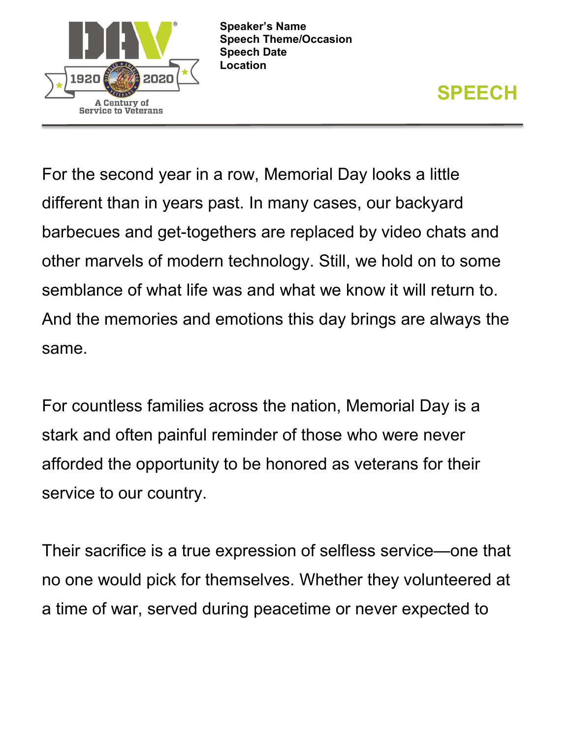**Speaker's Name**
**Speech Theme/Occasion**
**Speech Date**
**Location**

# SPEECH

For the second year in a row, Memorial Day looks a little different than in years past. In many cases, our backyard barbecues and get-togethers are replaced by video chats and other marvels of modern technology. Still, we hold on to some semblance of what life was and what we know it will return to. And the memories and emotions this day brings are always the same.

For countless families across the nation, Memorial Day is a stark and often painful reminder of those who were never afforded the opportunity to be honored as veterans for their service to our country.

Their sacrifice is a true expression of selfless service—one that no one would pick for themselves. Whether they volunteered at a time of war, served during peacetime or never expected to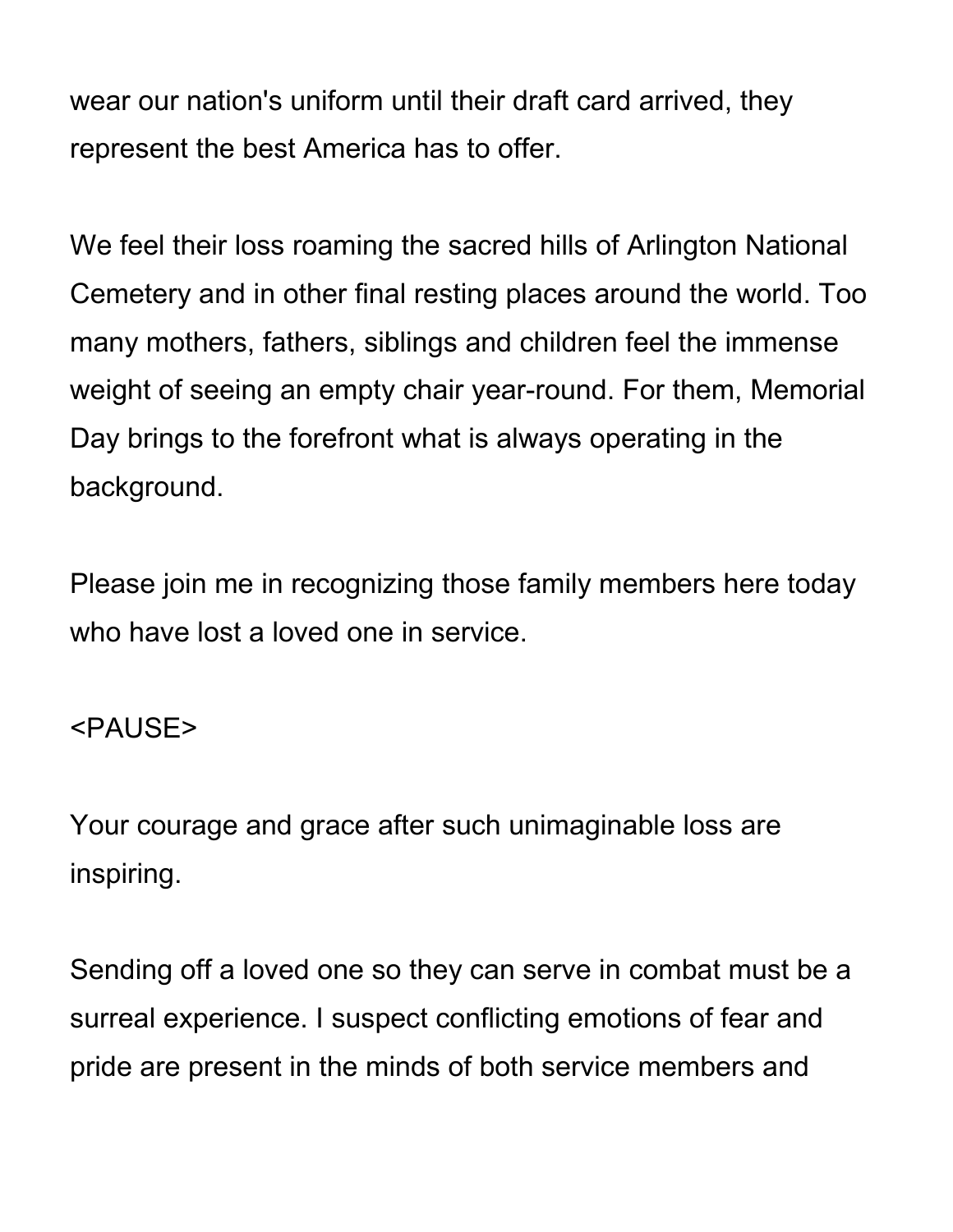wear our nation's uniform until their draft card arrived, they represent the best America has to offer.

We feel their loss roaming the sacred hills of Arlington National Cemetery and in other final resting places around the world. Too many mothers, fathers, siblings and children feel the immense weight of seeing an empty chair year-round. For them, Memorial Day brings to the forefront what is always operating in the background.

Please join me in recognizing those family members here today who have lost a loved one in service.

<PAUSE>

Your courage and grace after such unimaginable loss are inspiring.

Sending off a loved one so they can serve in combat must be a surreal experience. I suspect conflicting emotions of fear and pride are present in the minds of both service members and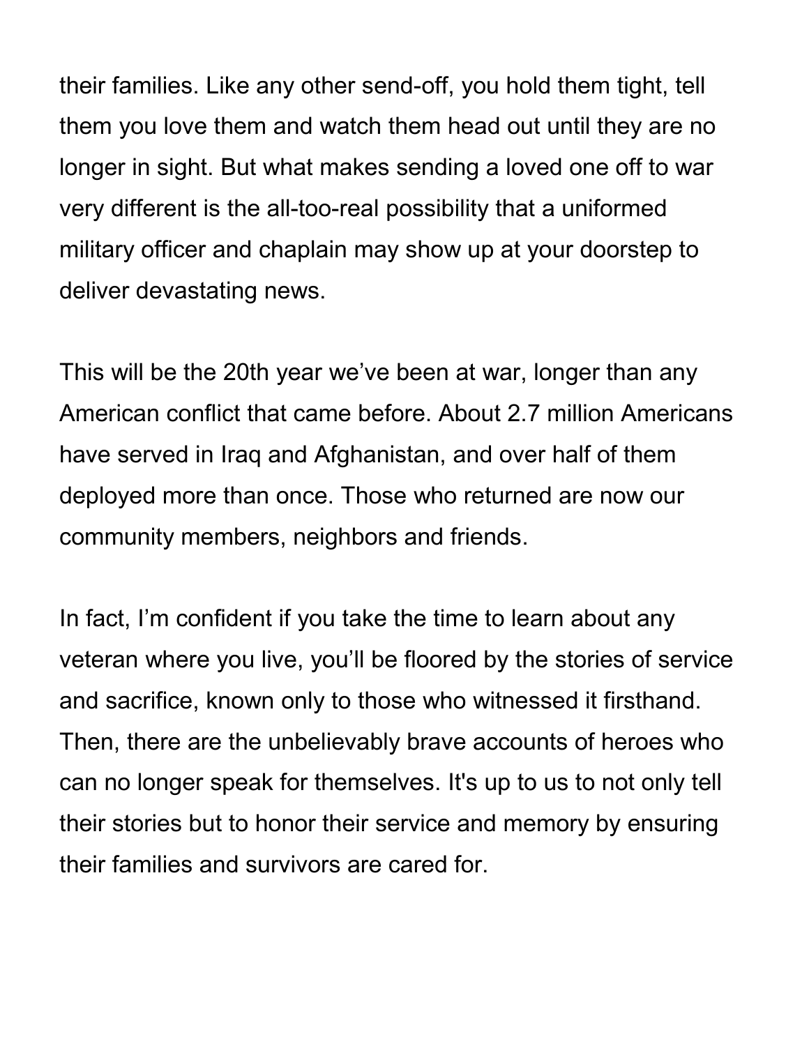their families. Like any other send-off, you hold them tight, tell them you love them and watch them head out until they are no longer in sight. But what makes sending a loved one off to war very different is the all-too-real possibility that a uniformed military officer and chaplain may show up at your doorstep to deliver devastating news.

This will be the 20th year we've been at war, longer than any American conflict that came before. About 2.7 million Americans have served in Iraq and Afghanistan, and over half of them deployed more than once. Those who returned are now our community members, neighbors and friends.

In fact, I'm confident if you take the time to learn about any veteran where you live, you'll be floored by the stories of service and sacrifice, known only to those who witnessed it firsthand. Then, there are the unbelievably brave accounts of heroes who can no longer speak for themselves. It's up to us to not only tell their stories but to honor their service and memory by ensuring their families and survivors are cared for.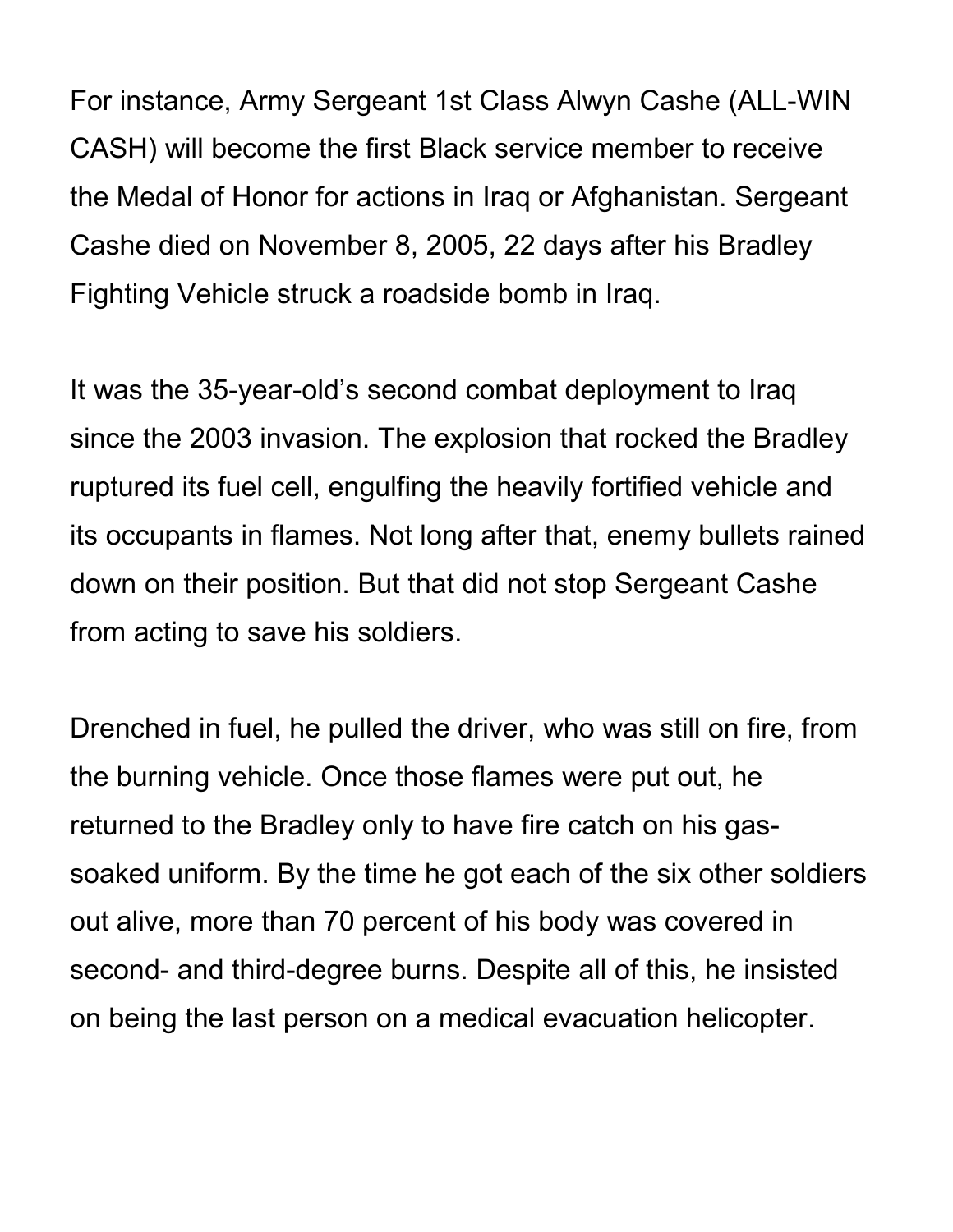For instance, Army Sergeant 1st Class Alwyn Cashe (ALL-WIN CASH) will become the first Black service member to receive the Medal of Honor for actions in Iraq or Afghanistan. Sergeant Cashe died on November 8, 2005, 22 days after his Bradley Fighting Vehicle struck a roadside bomb in Iraq.

It was the 35-year-old's second combat deployment to Iraq since the 2003 invasion. The explosion that rocked the Bradley ruptured its fuel cell, engulfing the heavily fortified vehicle and its occupants in flames. Not long after that, enemy bullets rained down on their position. But that did not stop Sergeant Cashe from acting to save his soldiers.

Drenched in fuel, he pulled the driver, who was still on fire, from the burning vehicle. Once those flames were put out, he returned to the Bradley only to have fire catch on his gas-soaked uniform. By the time he got each of the six other soldiers out alive, more than 70 percent of his body was covered in second- and third-degree burns. Despite all of this, he insisted on being the last person on a medical evacuation helicopter.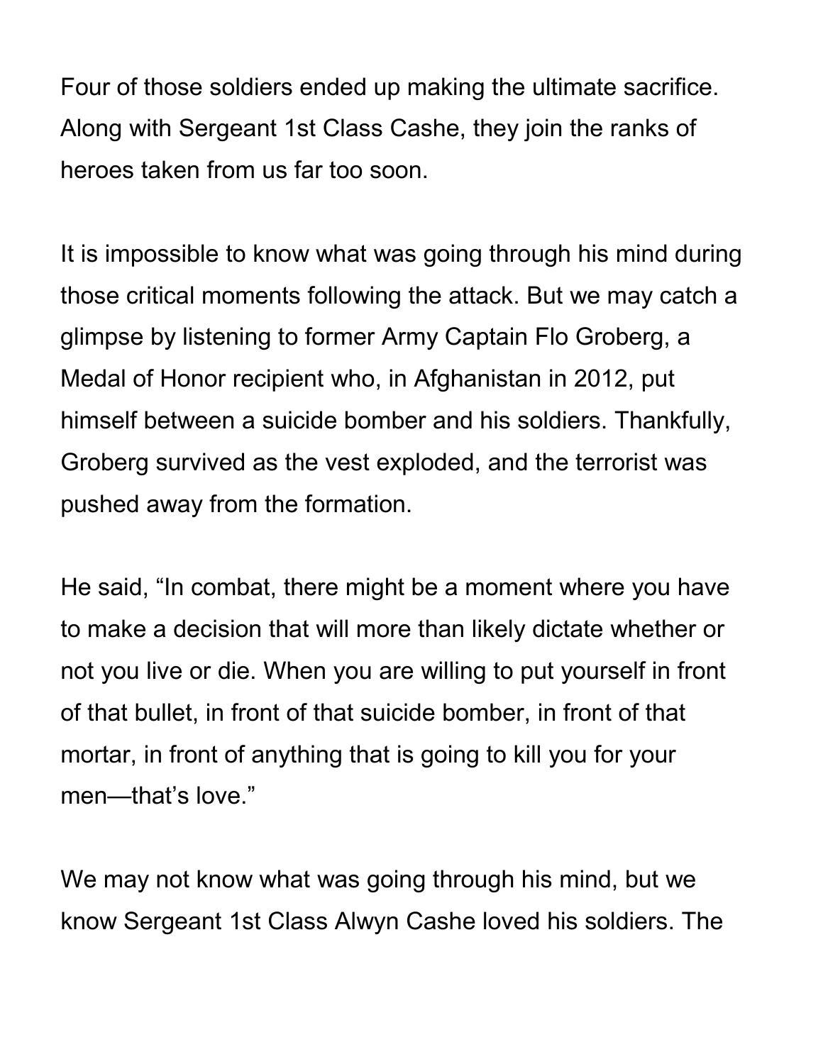Four of those soldiers ended up making the ultimate sacrifice. Along with Sergeant 1st Class Cashe, they join the ranks of heroes taken from us far too soon.

It is impossible to know what was going through his mind during those critical moments following the attack. But we may catch a glimpse by listening to former Army Captain Flo Groberg, a Medal of Honor recipient who, in Afghanistan in 2012, put himself between a suicide bomber and his soldiers. Thankfully, Groberg survived as the vest exploded, and the terrorist was pushed away from the formation.

He said, "In combat, there might be a moment where you have to make a decision that will more than likely dictate whether or not you live or die. When you are willing to put yourself in front of that bullet, in front of that suicide bomber, in front of that mortar, in front of anything that is going to kill you for your men—that's love."

We may not know what was going through his mind, but we know Sergeant 1st Class Alwyn Cashe loved his soldiers. The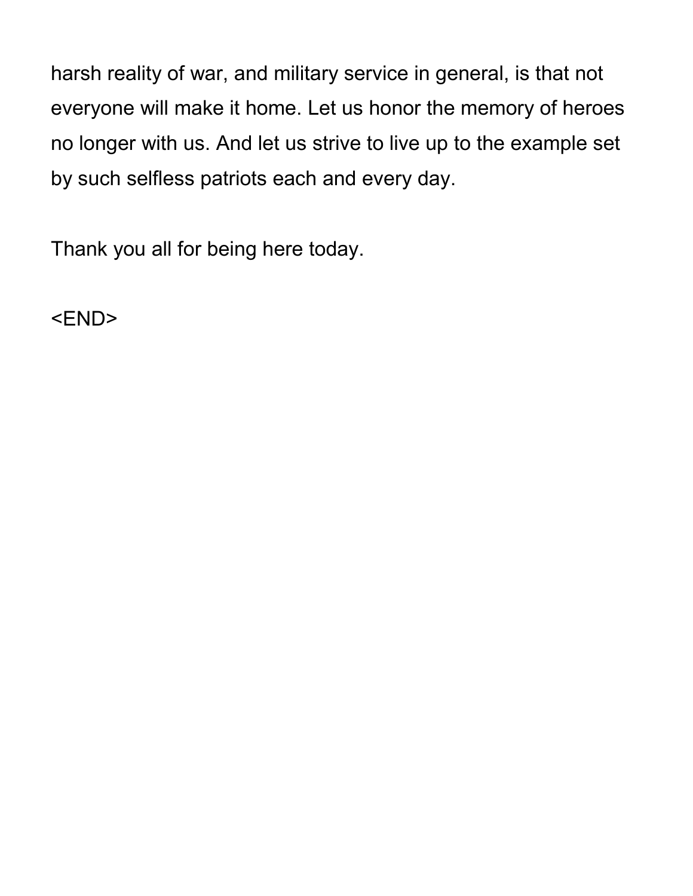harsh reality of war, and military service in general, is that not everyone will make it home. Let us honor the memory of heroes no longer with us. And let us strive to live up to the example set by such selfless patriots each and every day.

Thank you all for being here today.

<END>